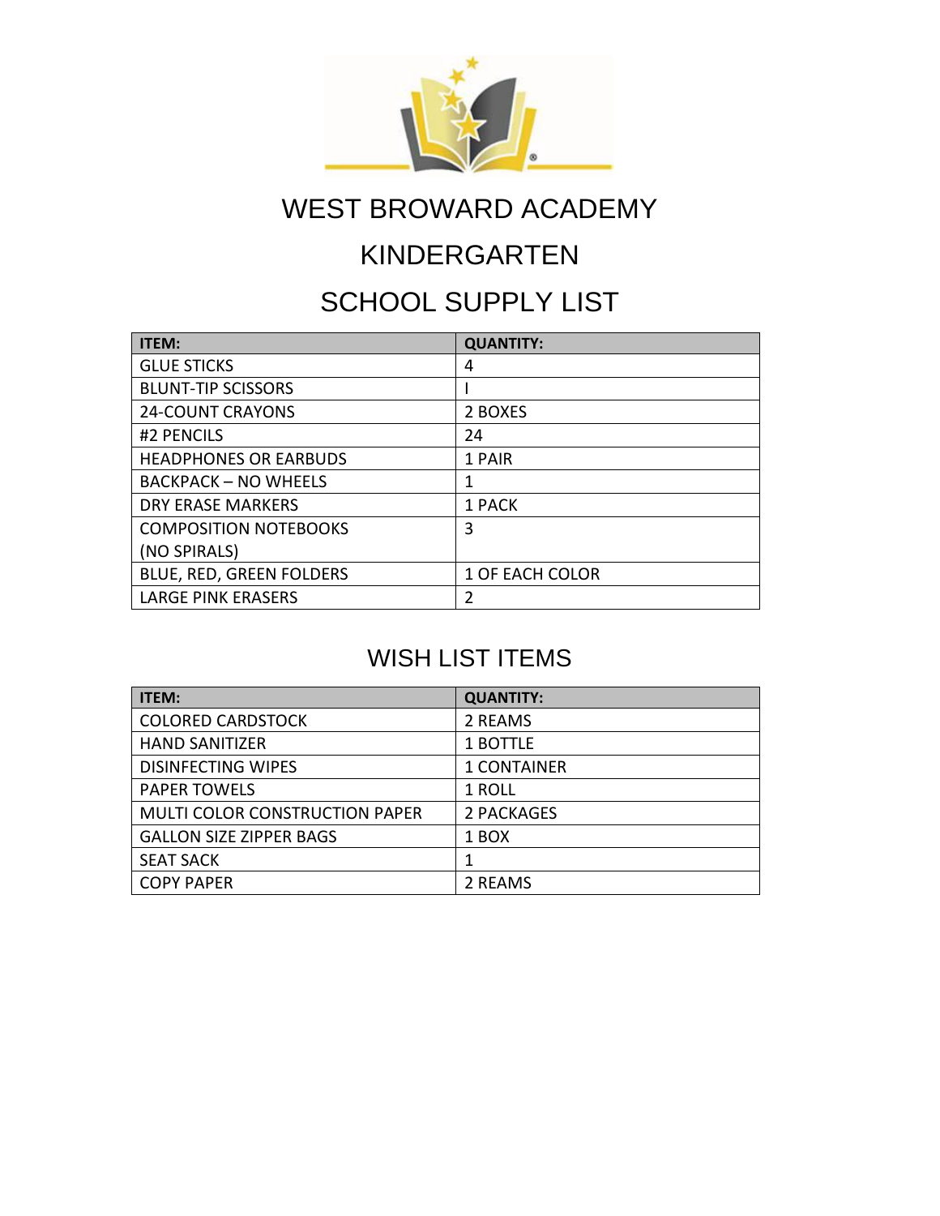# WEST BROWARD ACADEMY

## KINDERGARTEN

## SCHOOL SUPPLY LIST

| ITEM: | QUANTITY: |
|---|---|
| GLUE STICKS | 4 |
| BLUNT-TIP SCISSORS | I |
| 24-COUNT CRAYONS | 2 BOXES |
| #2 PENCILS | 24 |
| HEADPHONES OR EARBUDS | 1 PAIR |
| BACKPACK – NO WHEELS | 1 |
| DRY ERASE MARKERS | 1 PACK |
| COMPOSITION NOTEBOOKS (NO SPIRALS) | 3 |
| BLUE, RED, GREEN FOLDERS | 1 OF EACH COLOR |
| LARGE PINK ERASERS | 2 |

## WISH LIST ITEMS

| ITEM: | QUANTITY: |
|---|---|
| COLORED CARDSTOCK | 2 REAMS |
| HAND SANITIZER | 1 BOTTLE |
| DISINFECTING WIPES | 1 CONTAINER |
| PAPER TOWELS | 1 ROLL |
| MULTI COLOR CONSTRUCTION PAPER | 2 PACKAGES |
| GALLON SIZE ZIPPER BAGS | 1 BOX |
| SEAT SACK | 1 |
| COPY PAPER | 2 REAMS |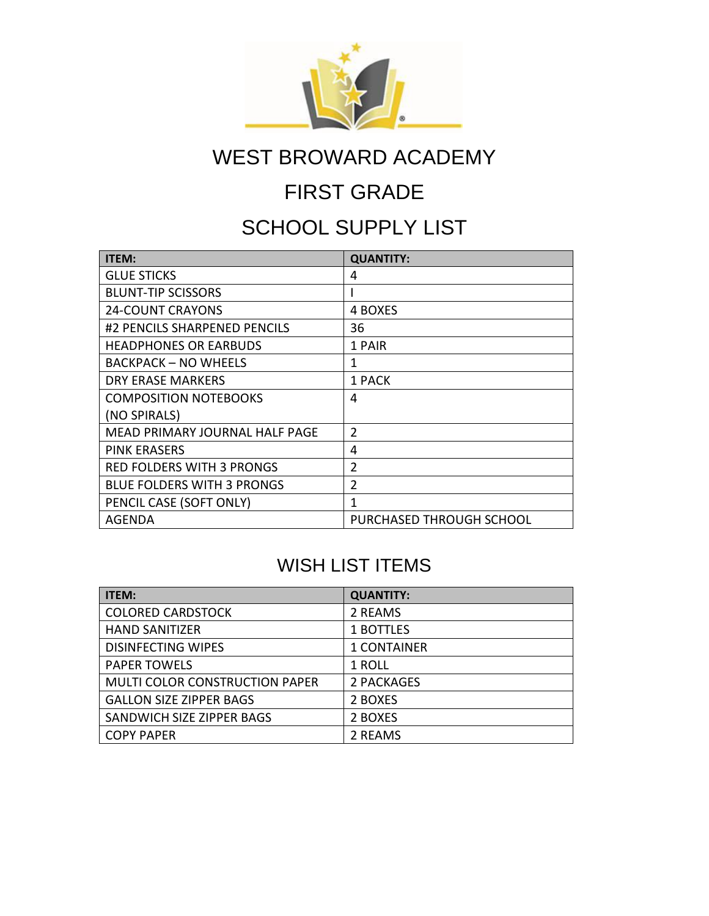# WEST BROWARD ACADEMY

## FIRST GRADE

## SCHOOL SUPPLY LIST

| ITEM: | QUANTITY: |
| --- | --- |
| GLUE STICKS | 4 |
| BLUNT-TIP SCISSORS | I |
| 24-COUNT CRAYONS | 4 BOXES |
| #2 PENCILS SHARPENED PENCILS | 36 |
| HEADPHONES OR EARBUDS | 1 PAIR |
| BACKPACK – NO WHEELS | 1 |
| DRY ERASE MARKERS | 1 PACK |
| COMPOSITION NOTEBOOKS (NO SPIRALS) | 4 |
| MEAD PRIMARY JOURNAL HALF PAGE | 2 |
| PINK ERASERS | 4 |
| RED FOLDERS WITH 3 PRONGS | 2 |
| BLUE FOLDERS WITH 3 PRONGS | 2 |
| PENCIL CASE (SOFT ONLY) | 1 |
| AGENDA | PURCHASED THROUGH SCHOOL |

## WISH LIST ITEMS

| ITEM: | QUANTITY: |
| --- | --- |
| COLORED CARDSTOCK | 2 REAMS |
| HAND SANITIZER | 1 BOTTLES |
| DISINFECTING WIPES | 1 CONTAINER |
| PAPER TOWELS | 1 ROLL |
| MULTI COLOR CONSTRUCTION PAPER | 2 PACKAGES |
| GALLON SIZE ZIPPER BAGS | 2 BOXES |
| SANDWICH SIZE ZIPPER BAGS | 2 BOXES |
| COPY PAPER | 2 REAMS |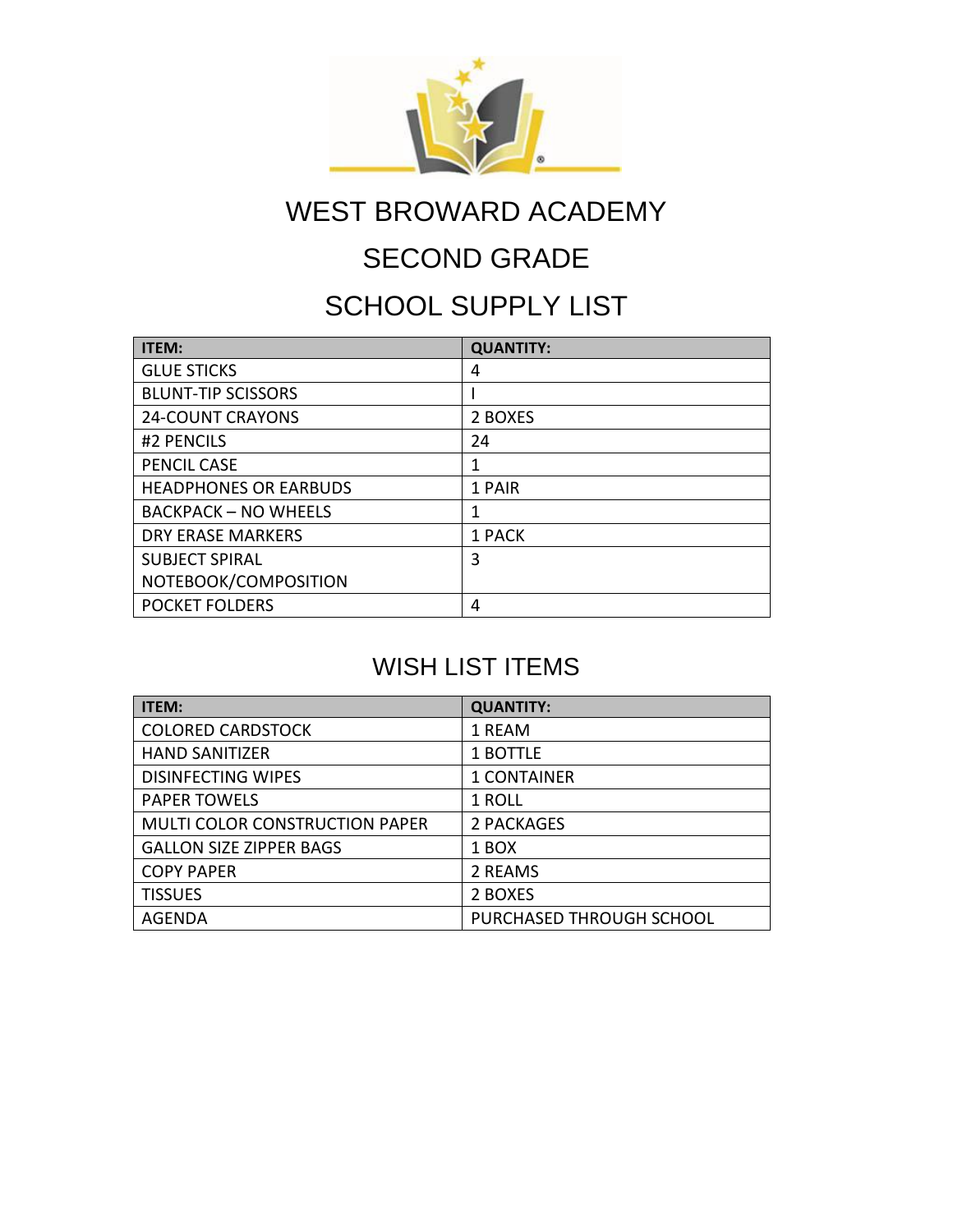# WEST BROWARD ACADEMY

## SECOND GRADE

## SCHOOL SUPPLY LIST

| ITEM: | QUANTITY: |
|---|---|
| GLUE STICKS | 4 |
| BLUNT-TIP SCISSORS | I |
| 24-COUNT CRAYONS | 2 BOXES |
| #2 PENCILS | 24 |
| PENCIL CASE | 1 |
| HEADPHONES OR EARBUDS | 1 PAIR |
| BACKPACK – NO WHEELS | 1 |
| DRY ERASE MARKERS | 1 PACK |
| SUBJECT SPIRAL NOTEBOOK/COMPOSITION | 3 |
| POCKET FOLDERS | 4 |

## WISH LIST ITEMS

| ITEM: | QUANTITY: |
|---|---|
| COLORED CARDSTOCK | 1 REAM |
| HAND SANITIZER | 1 BOTTLE |
| DISINFECTING WIPES | 1 CONTAINER |
| PAPER TOWELS | 1 ROLL |
| MULTI COLOR CONSTRUCTION PAPER | 2 PACKAGES |
| GALLON SIZE ZIPPER BAGS | 1 BOX |
| COPY PAPER | 2 REAMS |
| TISSUES | 2 BOXES |
| AGENDA | PURCHASED THROUGH SCHOOL |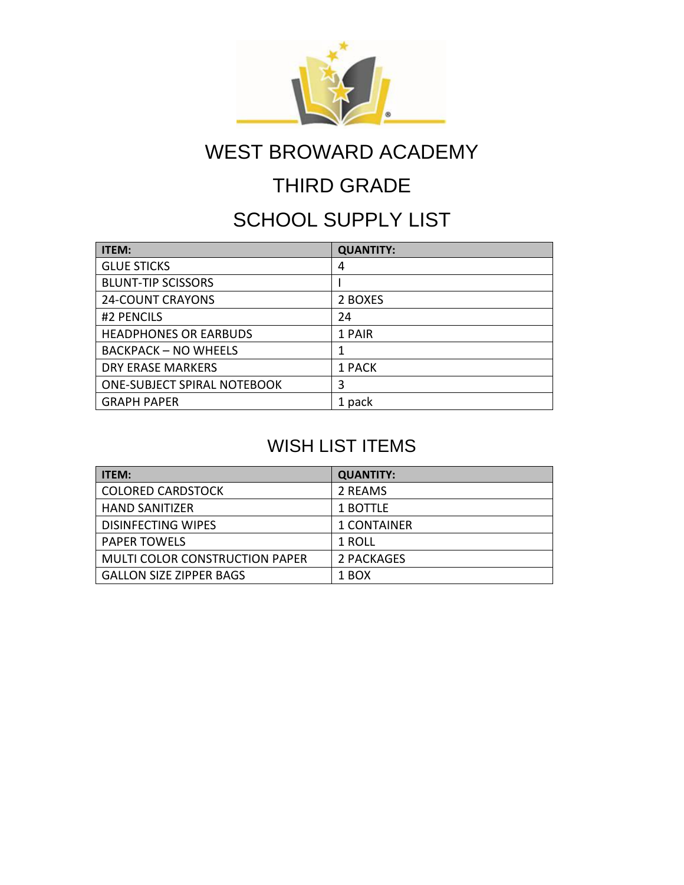# WEST BROWARD ACADEMY

## THIRD GRADE

## SCHOOL SUPPLY LIST

| ITEM: | QUANTITY: |
|---|---|
| GLUE STICKS | 4 |
| BLUNT-TIP SCISSORS | I |
| 24-COUNT CRAYONS | 2 BOXES |
| #2 PENCILS | 24 |
| HEADPHONES OR EARBUDS | 1 PAIR |
| BACKPACK – NO WHEELS | 1 |
| DRY ERASE MARKERS | 1 PACK |
| ONE-SUBJECT SPIRAL NOTEBOOK | 3 |
| GRAPH PAPER | 1 pack |

## WISH LIST ITEMS

| ITEM: | QUANTITY: |
|---|---|
| COLORED CARDSTOCK | 2 REAMS |
| HAND SANITIZER | 1 BOTTLE |
| DISINFECTING WIPES | 1 CONTAINER |
| PAPER TOWELS | 1 ROLL |
| MULTI COLOR CONSTRUCTION PAPER | 2 PACKAGES |
| GALLON SIZE ZIPPER BAGS | 1 BOX |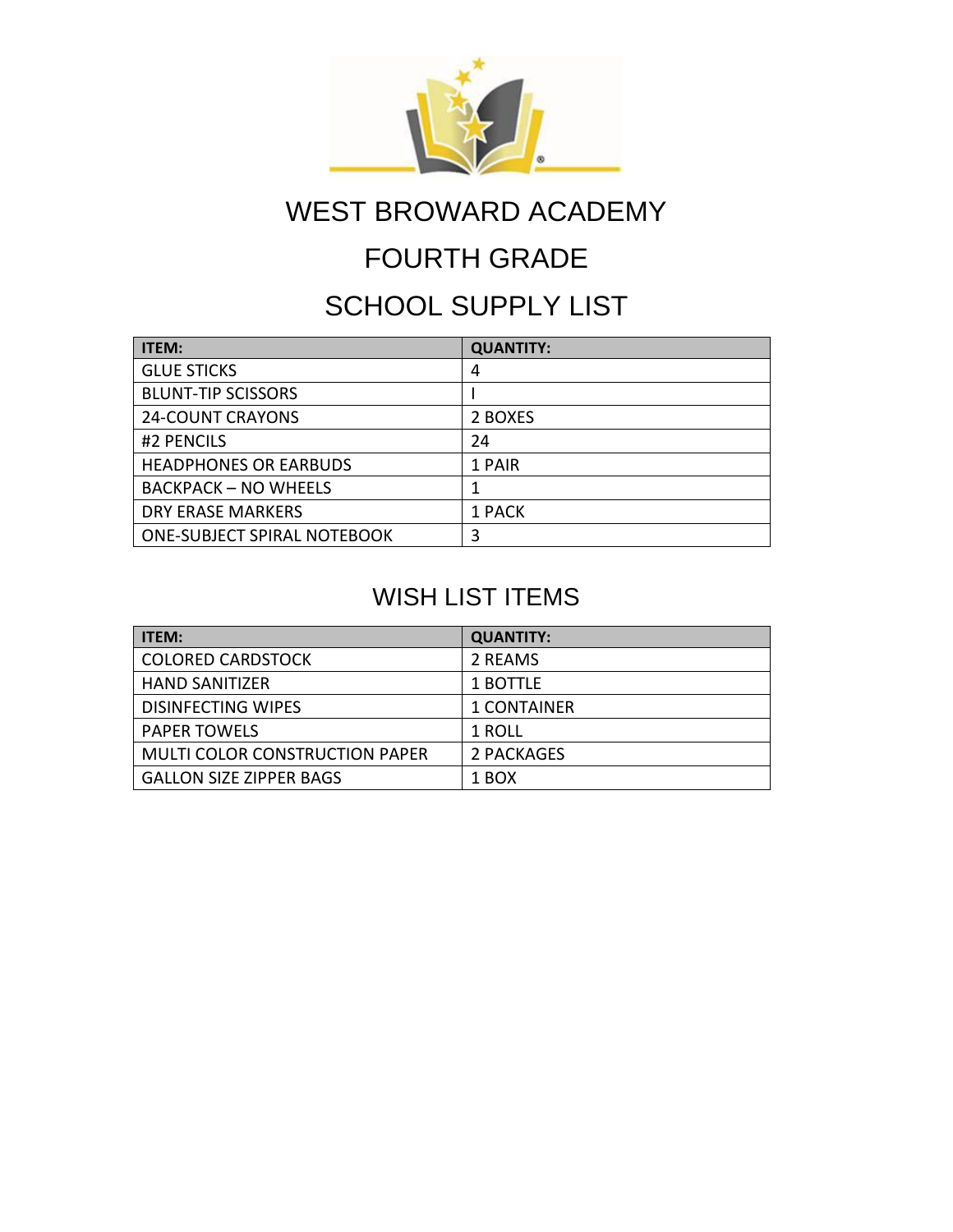# WEST BROWARD ACADEMY

# FOURTH GRADE

# SCHOOL SUPPLY LIST

| ITEM: | QUANTITY: |
|---|---|
| GLUE STICKS | 4 |
| BLUNT-TIP SCISSORS | I |
| 24-COUNT CRAYONS | 2 BOXES |
| #2 PENCILS | 24 |
| HEADPHONES OR EARBUDS | 1 PAIR |
| BACKPACK – NO WHEELS | 1 |
| DRY ERASE MARKERS | 1 PACK |
| ONE-SUBJECT SPIRAL NOTEBOOK | 3 |

## WISH LIST ITEMS

| ITEM: | QUANTITY: |
|---|---|
| COLORED CARDSTOCK | 2 REAMS |
| HAND SANITIZER | 1 BOTTLE |
| DISINFECTING WIPES | 1 CONTAINER |
| PAPER TOWELS | 1 ROLL |
| MULTI COLOR CONSTRUCTION PAPER | 2 PACKAGES |
| GALLON SIZE ZIPPER BAGS | 1 BOX |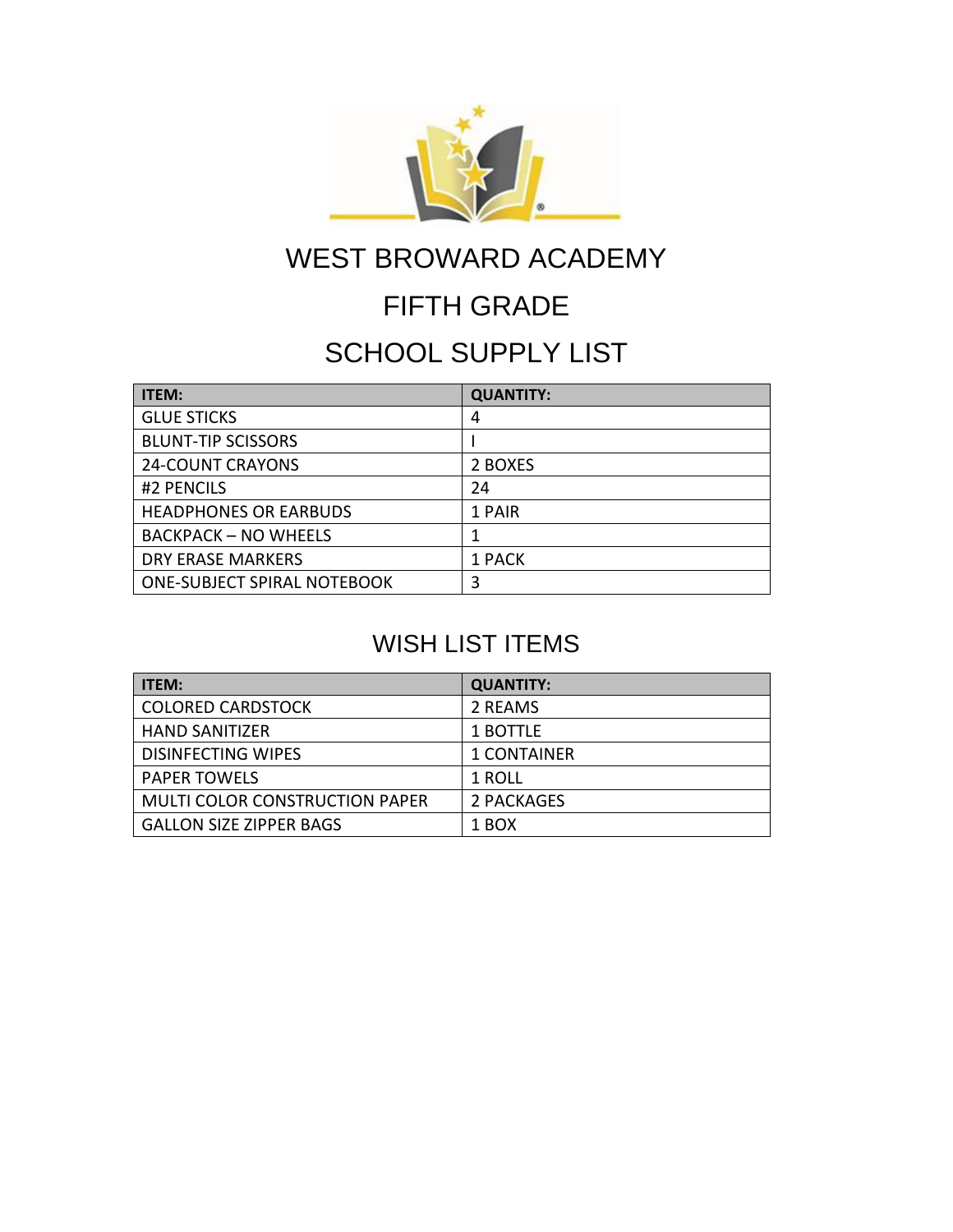# WEST BROWARD ACADEMY

# FIFTH GRADE

# SCHOOL SUPPLY LIST

| ITEM: | QUANTITY: |
|---|---|
| GLUE STICKS | 4 |
| BLUNT-TIP SCISSORS | I |
| 24-COUNT CRAYONS | 2 BOXES |
| #2 PENCILS | 24 |
| HEADPHONES OR EARBUDS | 1 PAIR |
| BACKPACK – NO WHEELS | 1 |
| DRY ERASE MARKERS | 1 PACK |
| ONE-SUBJECT SPIRAL NOTEBOOK | 3 |

## WISH LIST ITEMS

| ITEM: | QUANTITY: |
|---|---|
| COLORED CARDSTOCK | 2 REAMS |
| HAND SANITIZER | 1 BOTTLE |
| DISINFECTING WIPES | 1 CONTAINER |
| PAPER TOWELS | 1 ROLL |
| MULTI COLOR CONSTRUCTION PAPER | 2 PACKAGES |
| GALLON SIZE ZIPPER BAGS | 1 BOX |